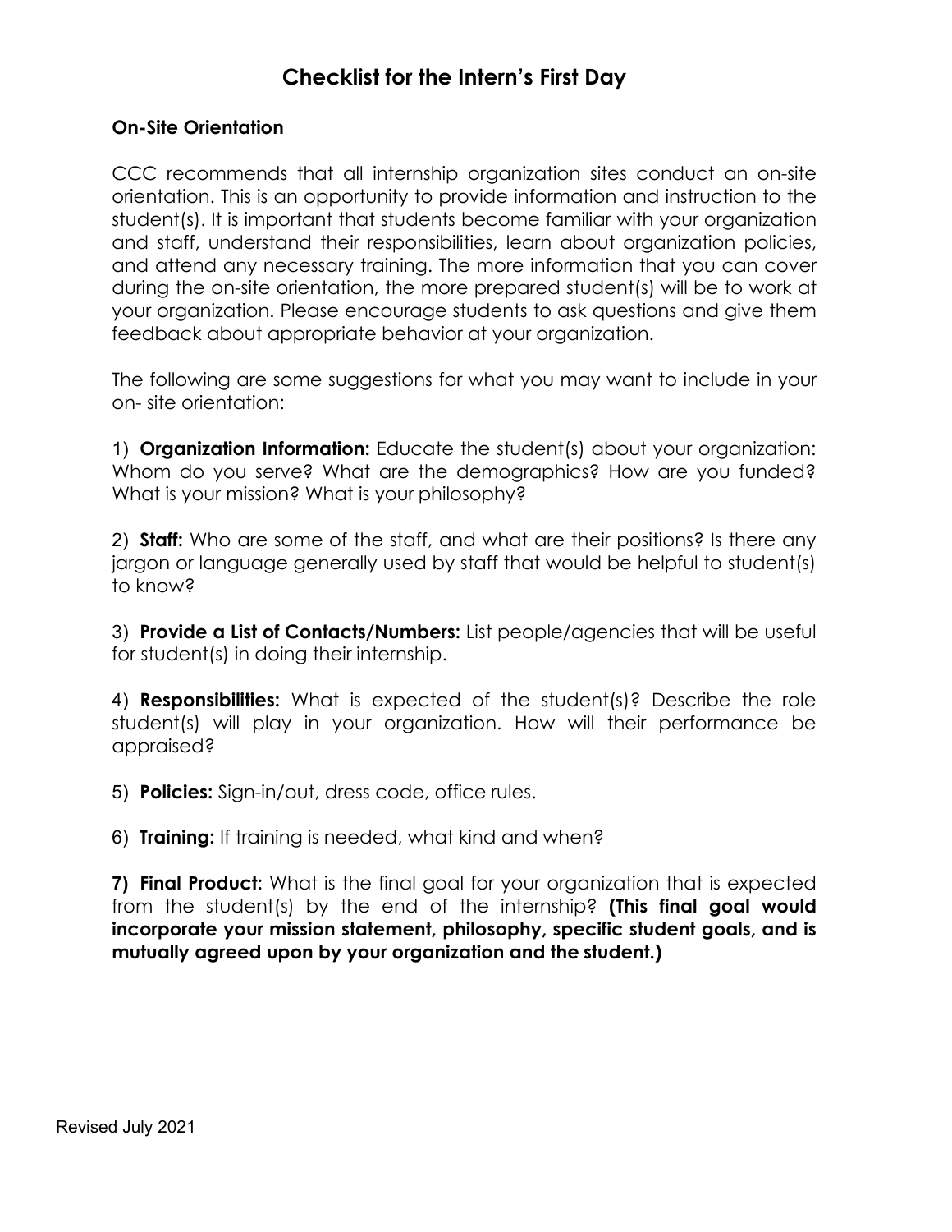# Checklist for the Intern's First Day

### On-Site Orientation

CCC recommends that all internship organization sites conduct an on-site orientation. This is an opportunity to provide information and instruction to the student(s). It is important that students become familiar with your organization and staff, understand their responsibilities, learn about organization policies, and attend any necessary training. The more information that you can cover during the on-site orientation, the more prepared student(s) will be to work at your organization. Please encourage students to ask questions and give them feedback about appropriate behavior at your organization.

The following are some suggestions for what you may want to include in your on- site orientation:

1) **Organization Information:** Educate the student(s) about your organization: Whom do you serve? What are the demographics? How are you funded? What is your mission? What is your philosophy?

2) **Staff:** Who are some of the staff, and what are their positions? Is there any jargon or language generally used by staff that would be helpful to student(s) to know?

3) **Provide a List of Contacts/Numbers:** List people/agencies that will be useful for student(s) in doing their internship.

4) **Responsibilities:** What is expected of the student(s)? Describe the role student(s) will play in your organization. How will their performance be appraised?

5) **Policies:** Sign-in/out, dress code, office rules.

6) **Training:** If training is needed, what kind and when?

**7) Final Product:** What is the final goal for your organization that is expected from the student(s) by the end of the internship? **(This final goal would incorporate your mission statement, philosophy, specific student goals, and is mutually agreed upon by your organization and the student.)**

Revised July 2021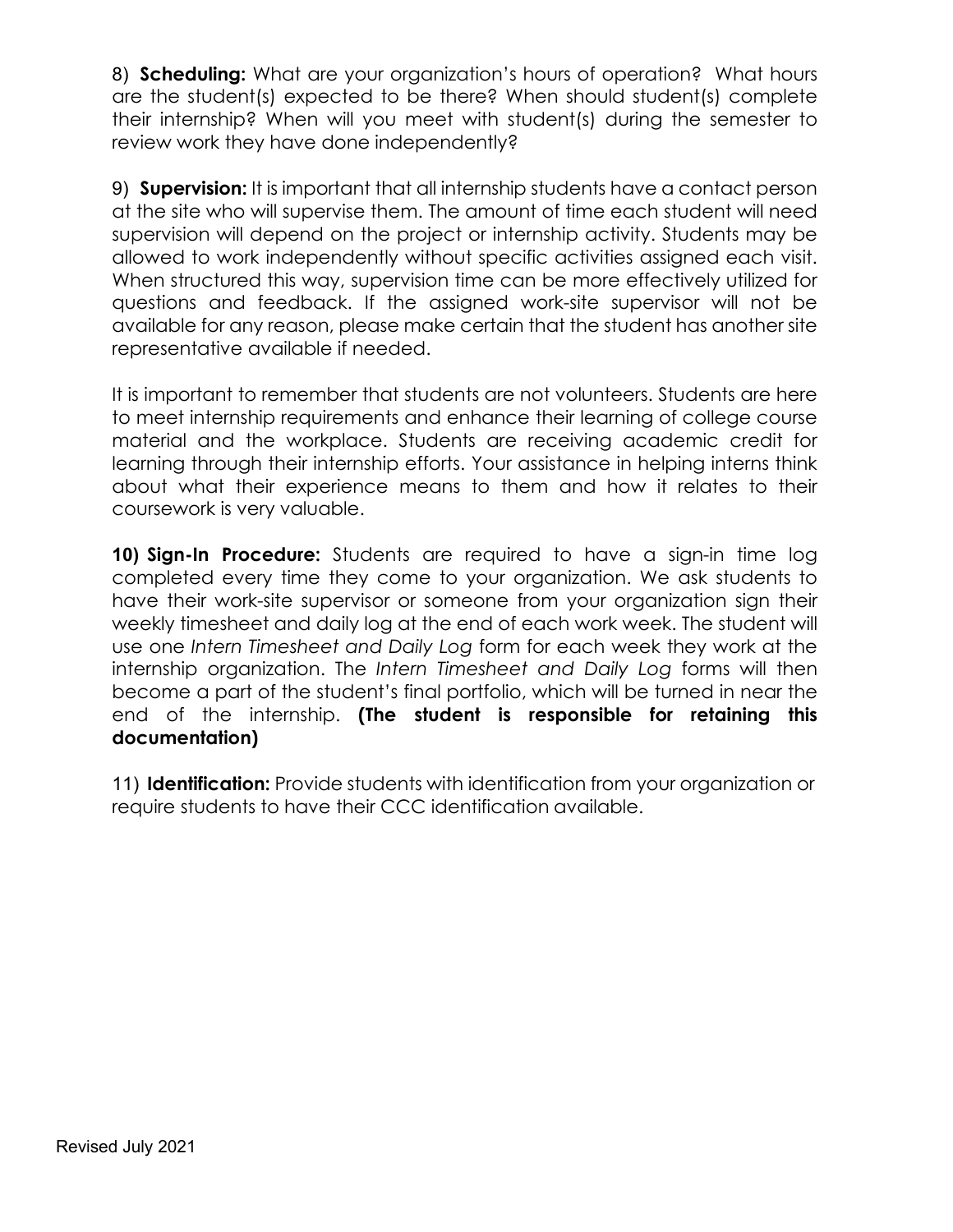8) **Scheduling:** What are your organization's hours of operation? What hours are the student(s) expected to be there? When should student(s) complete their internship? When will you meet with student(s) during the semester to review work they have done independently?

9) **Supervision:** It is important that all internship students have a contact person at the site who will supervise them. The amount of time each student will need supervision will depend on the project or internship activity. Students may be allowed to work independently without specific activities assigned each visit. When structured this way, supervision time can be more effectively utilized for questions and feedback. If the assigned work-site supervisor will not be available for any reason, please make certain that the student has another site representative available if needed.

It is important to remember that students are not volunteers. Students are here to meet internship requirements and enhance their learning of college course material and the workplace. Students are receiving academic credit for learning through their internship efforts. Your assistance in helping interns think about what their experience means to them and how it relates to their coursework is very valuable.

**10) Sign-In Procedure:** Students are required to have a sign-in time log completed every time they come to your organization. We ask students to have their work-site supervisor or someone from your organization sign their weekly timesheet and daily log at the end of each work week. The student will use one *Intern Timesheet and Daily Log* form for each week they work at the internship organization. The *Intern Timesheet and Daily Log* forms will then become a part of the student's final portfolio, which will be turned in near the end of the internship. **(The student is responsible for retaining this documentation)**

11) **Identification:** Provide students with identification from your organization or require students to have their CCC identification available.

Revised July 2021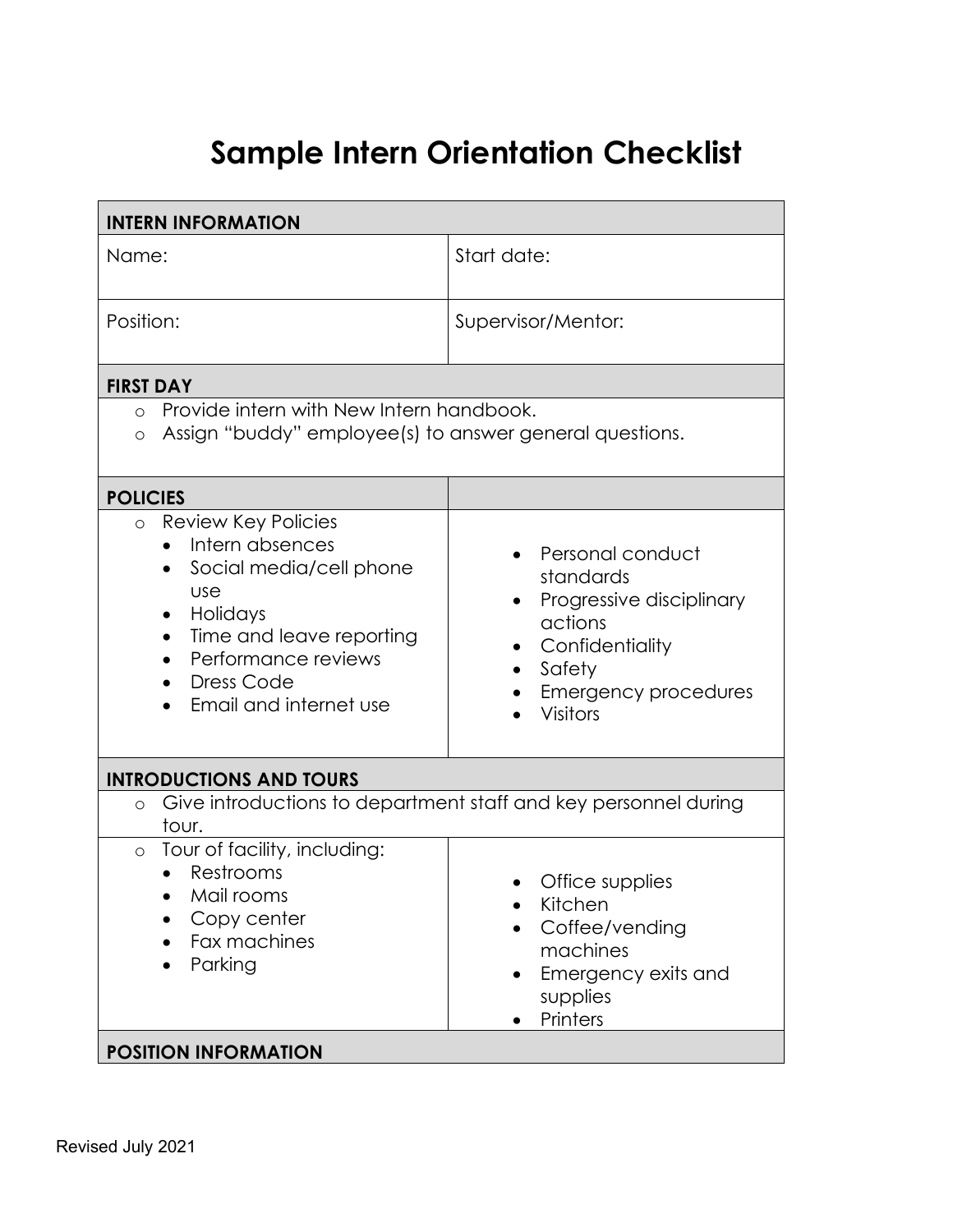# Sample Intern Orientation Checklist

| INTERN INFORMATION | |
|---|---|
| Name: | Start date: |
| Position: | Supervisor/Mentor: |
| **FIRST DAY** | |
| o Provide intern with New Intern handbook.<br>o Assign "buddy" employee(s) to answer general questions. | |
| **POLICIES** | |
| o Review Key Policies<br>• Intern absences<br>• Social media/cell phone use<br>• Holidays<br>• Time and leave reporting<br>• Performance reviews<br>• Dress Code<br>• Email and internet use | • Personal conduct standards<br>• Progressive disciplinary actions<br>• Confidentiality<br>• Safety<br>• Emergency procedures<br>• Visitors |
| **INTRODUCTIONS AND TOURS** | |
| o Give introductions to department staff and key personnel during tour. | |
| o Tour of facility, including:<br>• Restrooms<br>• Mail rooms<br>• Copy center<br>• Fax machines<br>• Parking | • Office supplies<br>• Kitchen<br>• Coffee/vending machines<br>• Emergency exits and supplies<br>• Printers |
| **POSITION INFORMATION** | |

Revised July 2021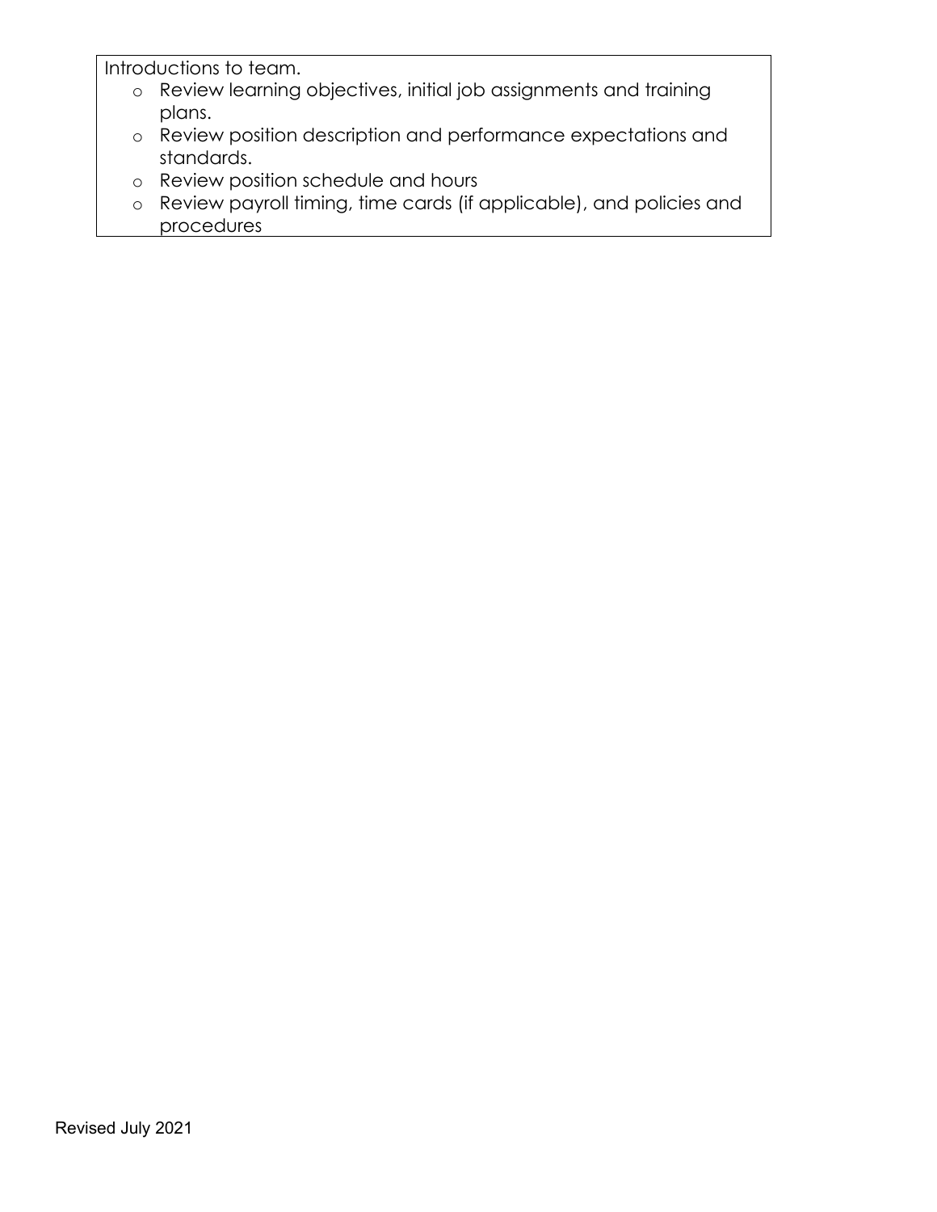Introductions to team.

- Review learning objectives, initial job assignments and training plans.
- Review position description and performance expectations and standards.
- Review position schedule and hours
- Review payroll timing, time cards (if applicable), and policies and procedures

Revised July 2021